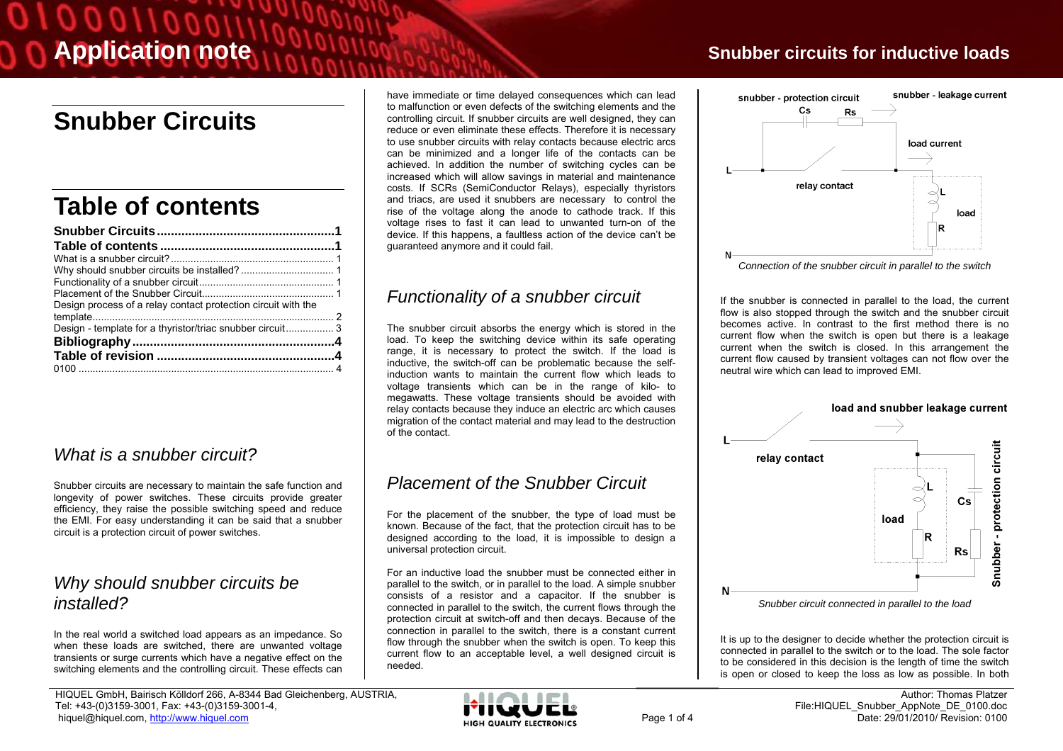# Snubber Circuits

# Table of contents

| | |
|---|---|
| **Snubber Circuits** | **1** |
| **Table of contents** | **1** |
| What is a snubber circuit? | 1 |
| Why should snubber circuits be installed? | 1 |
| Functionality of a snubber circuit | 1 |
| Placement of the Snubber Circuit | 1 |
| Design process of a relay contact protection circuit with the template | 2 |
| Design - template for a thyristor/triac snubber circuit | 3 |
| **Bibliography** | **4** |
| **Table of revision** | **4** |
| 0100 | 4 |

## *What is a snubber circuit?*

Snubber circuits are necessary to maintain the safe function and longevity of power switches. These circuits provide greater efficiency, they raise the possible switching speed and reduce the EMI. For easy understanding it can be said that a snubber circuit is a protection circuit of power switches.

## *Why should snubber circuits be installed?*

In the real world a switched load appears as an impedance. So when these loads are switched, there are unwanted voltage transients or surge currents which have a negative effect on the switching elements and the controlling circuit. These effects can have immediate or time delayed consequences which can lead to malfunction or even defects of the switching elements and the controlling circuit. If snubber circuits are well designed, they can reduce or even eliminate these effects. Therefore it is necessary to use snubber circuits with relay contacts because electric arcs can be minimized and a longer life of the contacts can be achieved. In addition the number of switching cycles can be increased which will allow savings in material and maintenance costs. If SCRs (SemiConductor Relays), especially thyristors and triacs, are used it snubbers are necessary to control the rise of the voltage along the anode to cathode track. If this voltage rises to fast it can lead to unwanted turn-on of the device. If this happens, a faultless action of the device can't be guaranteed anymore and it could fail.

## *Functionality of a snubber circuit*

The snubber circuit absorbs the energy which is stored in the load. To keep the switching device within its safe operating range, it is necessary to protect the switch. If the load is inductive, the switch-off can be problematic because the self-induction wants to maintain the current flow which leads to voltage transients which can be in the range of kilo- to megawatts. These voltage transients should be avoided with relay contacts because they induce an electric arc which causes migration of the contact material and may lead to the destruction of the contact.

## *Placement of the Snubber Circuit*

For the placement of the snubber, the type of load must be known. Because of the fact, that the protection circuit has to be designed according to the load, it is impossible to design a universal protection circuit.

For an inductive load the snubber must be connected either in parallel to the switch, or in parallel to the load. A simple snubber consists of a resistor and a capacitor. If the snubber is connected in parallel to the switch, the current flows through the protection circuit at switch-off and then decays. Because of the connection in parallel to the switch, there is a constant current flow through the snubber when the switch is open. To keep this current flow to an acceptable level, a well designed circuit is needed.

*Connection of the snubber circuit in parallel to the switch*

If the snubber is connected in parallel to the load, the current flow is also stopped through the switch and the snubber circuit becomes active. In contrast to the first method there is no current flow when the switch is open but there is a leakage current when the switch is closed. In this arrangement the current flow caused by transient voltages can not flow over the neutral wire which can lead to improved EMI.

*Snubber circuit connected in parallel to the load*

It is up to the designer to decide whether the protection circuit is connected in parallel to the switch or to the load. The sole factor to be considered in this decision is the length of time the switch is open or closed to keep the loss as low as possible. In both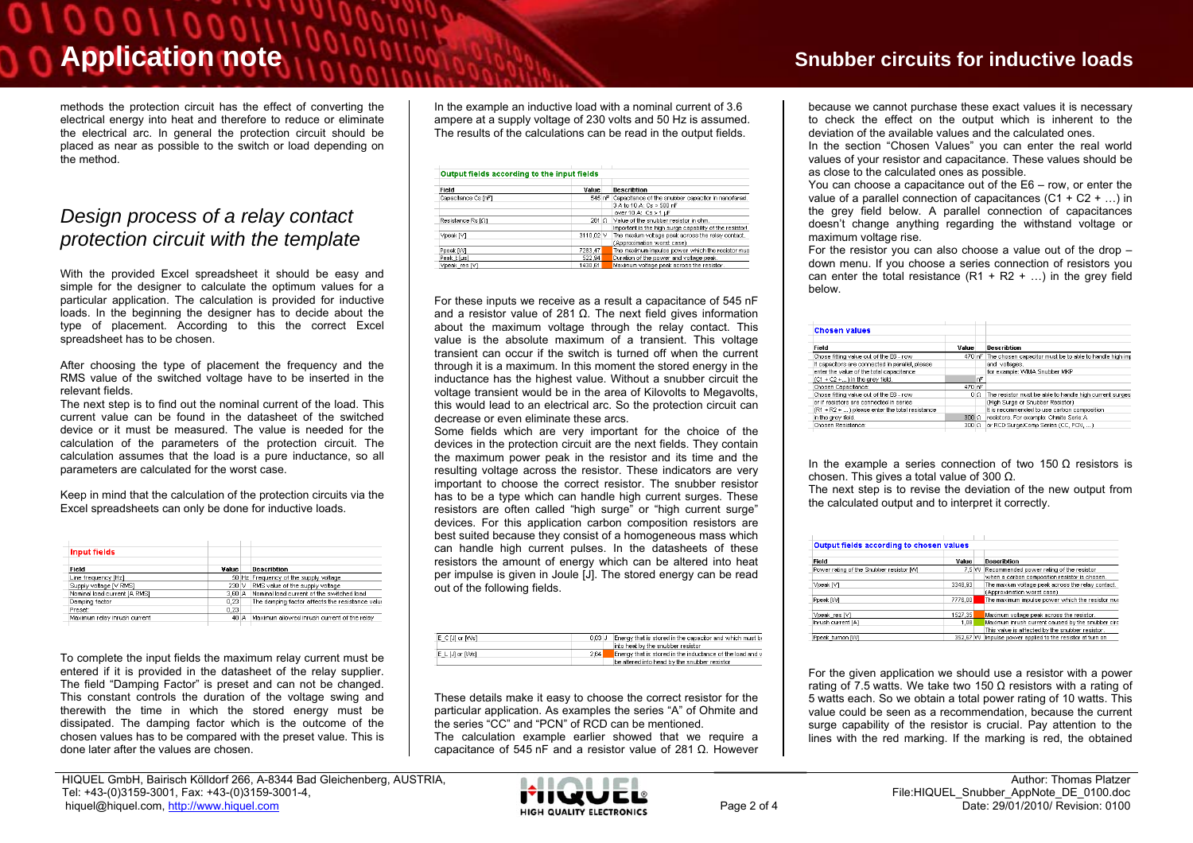methods the protection circuit has the effect of converting the electrical energy into heat and therefore to reduce or eliminate the electrical arc. In general the protection circuit should be placed as near as possible to the switch or load depending on the method.

## *Design process of a relay contact protection circuit with the template*

With the provided Excel spreadsheet it should be easy and simple for the designer to calculate the optimum values for a particular application. The calculation is provided for inductive loads. In the beginning the designer has to decide about the type of placement. According to this the correct Excel spreadsheet has to be chosen.

After choosing the type of placement the frequency and the RMS value of the switched voltage have to be inserted in the relevant fields.
The next step is to find out the nominal current of the load. This current value can be found in the datasheet of the switched device or it must be measured. The value is needed for the calculation of the parameters of the protection circuit. The calculation assumes that the load is a pure inductance, so all parameters are calculated for the worst case.

Keep in mind that the calculation of the protection circuits via the Excel spreadsheets can only be done for inductive loads.

**Input fields**

| Field | Value | | Description |
|---|---|---|---|
| Line frequency [Hz] | 50 | Hz | Frequency of the supply voltage |
| Supply voltage [V RMS] | 230 | V | RMS value of the supply voltage |
| Nominal load current [A RMS] | 3,60 | A | Nominal load current of the switched load |
| Damping factor | 0,23 | | The damping factor affects the resistance valu |
| Preset: | 0,23 | | |
| Maximum relay inrush current | 40 | A | Maximum allowed inrush current of the relay |

To complete the input fields the maximum relay current must be entered if it is provided in the datasheet of the relay supplier. The field “Damping Factor” is preset and can not be changed. This constant controls the duration of the voltage swing and therewith the time in which the stored energy must be dissipated. The damping factor which is the outcome of the chosen values has to be compared with the preset value. This is done later after the values are chosen.

In the example an inductive load with a nominal current of 3.6 ampere at a supply voltage of 230 volts and 50 Hz is assumed. The results of the calculations can be read in the output fields.

**Output fields according to the input fields**

| Field | Value | | Description |
|---|---|---|---|
| Capacitance Cs [nF] | 545 | nF | Capacitance of the snubber capacitor in nanofarad. 3 A to 10 A: Cs = 500 nF over 10 A: Cs = 1 µF |
| Resistance Rs [Ω] | 281 | Ω | Value of the snubber resistor in ohm. Important is the high surge capability of the resistor! |
| Vpeak [V] | 3110,02 | V | The maxium voltage peak across the relay contact. (Approximation worst case) |
| Ppeak [W] | 7283,47 | | The maximum impulse power which the resistor mus |
| Peak_t [µs] | 522,94 | | Duration of the power and voltage peak. |
| Vpeak_res [V] | 1430,61 | | Maximum voltage peak across the resistor |

For these inputs we receive as a result a capacitance of 545 nF and a resistor value of 281 Ω. The next field gives information about the maximum voltage through the relay contact. This value is the absolute maximum of a transient. This voltage transient can occur if the switch is turned off when the current through it is a maximum. In this moment the stored energy in the inductance has the highest value. Without a snubber circuit the voltage transient would be in the area of Kilovolts to Megavolts, this would lead to an electrical arc. So the protection circuit can decrease or even eliminate these arcs.
Some fields which are very important for the choice of the devices in the protection circuit are the next fields. They contain the maximum power peak in the resistor and its time and the resulting voltage across the resistor. These indicators are very important to choose the correct resistor. The snubber resistor has to be a type which can handle high current surges. These resistors are often called “high surge” or “high current surge” devices. For this application carbon composition resistors are best suited because they consist of a homogeneous mass which can handle high current pulses. In the datasheets of these resistors the amount of energy which can be altered into heat per impulse is given in Joule [J]. The stored energy can be read out of the following fields.

| Field | Value | | Description |
|---|---|---|---|
| E_C [J] or [Ws] | 0,03 | J | Energy that is stored in the capacitor and which must b into heat by the snubber resistor |
| E_L [J] or [Ws] | 2,64 | | Energy that is stored in the inductance of the load and v be altered into heat by the snubber resistor |

These details make it easy to choose the correct resistor for the particular application. As examples the series “A” of Ohmite and the series “CC” and “PCN” of RCD can be mentioned.
The calculation example earlier showed that we require a capacitance of 545 nF and a resistor value of 281 Ω. However because we cannot purchase these exact values it is necessary to check the effect on the output which is inherent to the deviation of the available values and the calculated ones.
In the section “Chosen Values” you can enter the real world values of your resistor and capacitance. These values should be as close to the calculated ones as possible.
You can choose a capacitance out of the E6 – row, or enter the value of a parallel connection of capacitances (C1 + C2 + …) in the grey field below. A parallel connection of capacitances doesn’t change anything regarding the withstand voltage or maximum voltage rise.
For the resistor you can also choose a value out of the drop – down menu. If you choose a series connection of resistors you can enter the total resistance (R1 + R2 + …) in the grey field below.

**Chosen values**

| Field | Value | | Description |
|---|---|---|---|
| Chose fitting value out of the E6 - row | 470 | nF | The chosen capacitor must be to able to handle high imp and voltages. |
| If capacitors are connected in parallel, please enter the value of the total capacitance (C1 + C2 + ...) in the grey field. | | nF | for example: WIMA Snubber MKP |
| Chosen Capacitance | 470 | nF | |
| Chose fitting value out of the E6 - row | 0 | Ω | The resistor must be able to handle high current surges (High Surge or Snubber Resistor) |
| or if resistors are connected in series (R1 + R2 + ...) please enter the total resistance in the grey field. | 300 | Ω | It is recommended to use carbon composition resistors. For example: Ohmite Serie A |
| Chosen Resistance | 300 | Ω | or RCD SurgeComp Series (CC, PCN, ...) |

In the example a series connection of two 150 Ω resistors is chosen. This gives a total value of 300 Ω.
The next step is to revise the deviation of the new output from the calculated output and to interpret it correctly.

**Output fields according to chosen values**

| Field | Value | | Description |
|---|---|---|---|
| Power rating of the Snubber resistor [W] | 7,5 | W | Recommended power rating of the resistor when a carbon composition resistor is chosen. |
| Vpeak [V] | 3348,93 | | The maxium voltage peak across the relay contact. (Approximation worst case) |
| Ppeak [W] | 7776,00 | | The maximum impulse power which the resistor mus |
| Vpeak_res [V] | 1527,35 | | Maximum voltage peak across the resistor. |
| Inrush current [A] | 1,08 | | Maximum inrush current caused by the snubber circ This value is affected by the snubber resistor. |
| Ppeak_turnon [W] | 352,67 | W | Impulse power applied to the resistor at turn on |

For the given application we should use a resistor with a power rating of 7.5 watts. We take two 150 Ω resistors with a rating of 5 watts each. So we obtain a total power rating of 10 watts. This value could be seen as a recommendation, because the current surge capability of the resistor is crucial. Pay attention to the lines with the red marking. If the marking is red, the obtained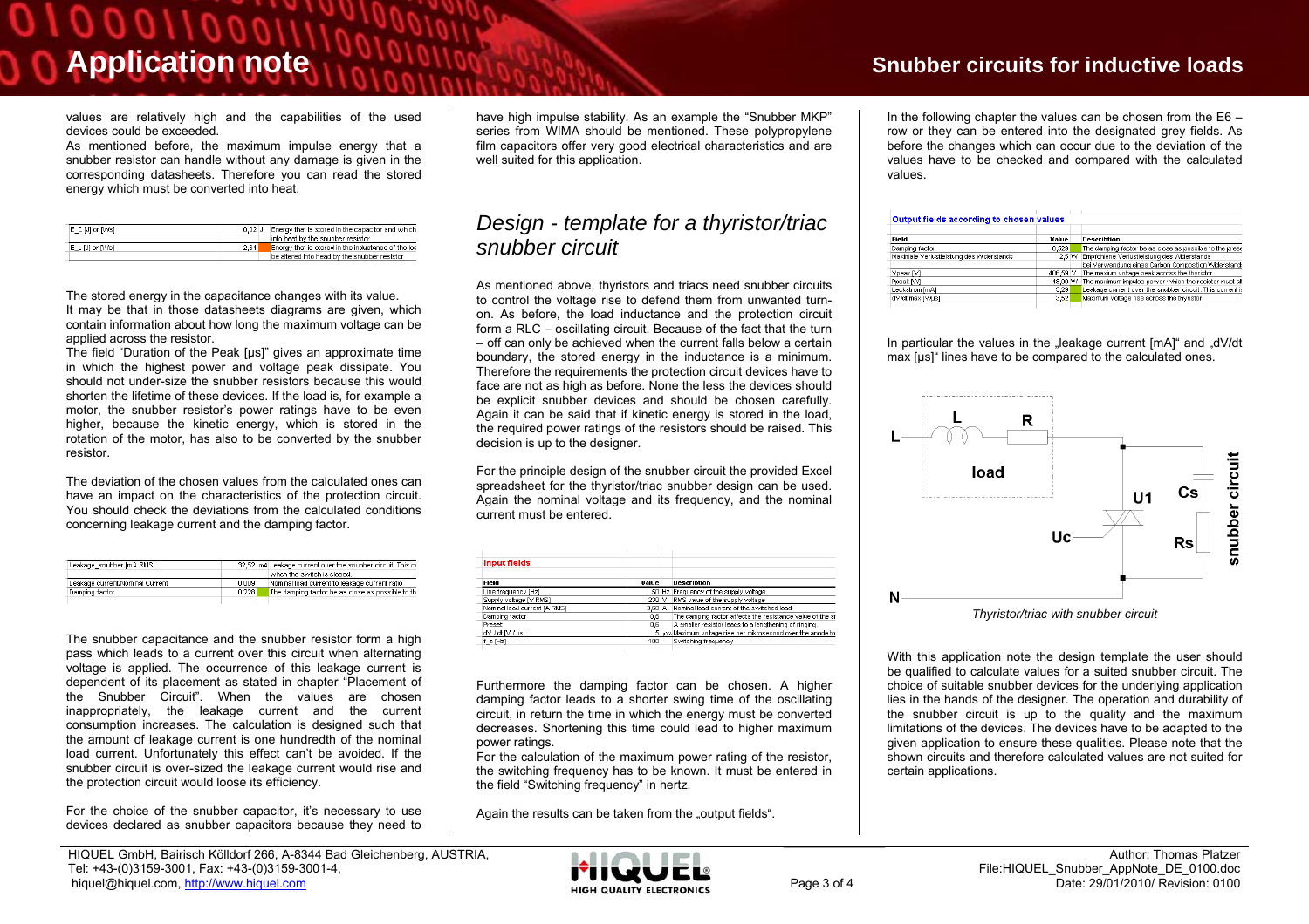values are relatively high and the capabilities of the used devices could be exceeded.

As mentioned before, the maximum impulse energy that a snubber resistor can handle without any damage is given in the corresponding datasheets. Therefore you can read the stored energy which must be converted into heat.

| | | |
|---|---|---|
| E_C [J] or [Ws] | 0,02 J | Energy that is stored in the capacitor and which into heat by the snubber resistor |
| E_L [J] or [Ws] | 2,64 | Energy that is stored in the inductance of the loa be altered into heat by the snubber resistor |

The stored energy in the capacitance changes with its value.

It may be that in those datasheets diagrams are given, which contain information about how long the maximum voltage can be applied across the resistor.

The field "Duration of the Peak [µs]" gives an approximate time in which the highest power and voltage peak dissipate. You should not under-size the snubber resistors because this would shorten the lifetime of these devices. If the load is, for example a motor, the snubber resistor's power ratings have to be even higher, because the kinetic energy, which is stored in the rotation of the motor, has also to be converted by the snubber resistor.

The deviation of the chosen values from the calculated ones can have an impact on the characteristics of the protection circuit. You should check the deviations from the calculated conditions concerning leakage current and the damping factor.

| | | |
|---|---|---|
| Leakage_snubber [mA RMS] | 32,52 mA | Leakage current over the snubber circuit. This ci when the switch is closed. |
| Leakage current/Nominal Current | 0,009 | Nominal load current to leakage current ratio |
| Damping factor | 0,228 | The damping factor be as close as possible to th |

The snubber capacitance and the snubber resistor form a high pass which leads to a current over this circuit when alternating voltage is applied. The occurrence of this leakage current is dependent of its placement as stated in chapter "Placement of the Snubber Circuit". When the values are chosen inappropriately, the leakage current and the current consumption increases. The calculation is designed such that the amount of leakage current is one hundredth of the nominal load current. Unfortunately this effect can't be avoided. If the snubber circuit is over-sized the leakage current would rise and the protection circuit would loose its efficiency.

For the choice of the snubber capacitor, it's necessary to use devices declared as snubber capacitors because they need to have high impulse stability. As an example the "Snubber MKP" series from WIMA should be mentioned. These polypropylene film capacitors offer very good electrical characteristics and are well suited for this application.

## *Design - template for a thyristor/triac snubber circuit*

As mentioned above, thyristors and triacs need snubber circuits to control the voltage rise to defend them from unwanted turn-on. As before, the load inductance and the protection circuit form a RLC – oscillating circuit. Because of the fact that the turn – off can only be achieved when the current falls below a certain boundary, the stored energy in the inductance is a minimum. Therefore the requirements the protection circuit devices have to face are not as high as before. None the less the devices should be explicit snubber devices and should be chosen carefully. Again it can be said that if kinetic energy is stored in the load, the required power ratings of the resistors should be raised. This decision is up to the designer.

For the principle design of the snubber circuit the provided Excel spreadsheet for the thyristor/triac snubber design can be used. Again the nominal voltage and its frequency, and the nominal current must be entered.

**Input fields**

| Field | Value | | Description |
|---|---|---|---|
| Line frequency [Hz] | 50 | Hz | Frequency of the supply voltage |
| Supply voltage [V RMS] | 230 | V | RMS value of the supply voltage |
| Nominal load current [A RMS] | 3,60 | A | Nominal load current of the switched load |
| Damping factor | 0,6 | | The damping factor affects the resistance value of the sr |
| Preset | 0,6 | | A smaller resistor leads to a lengthening of ringing |
| dV / dt [V / µs] | 5 | V/µs | Maximum voltage rise per mikrosecond over the anode to |
| f_s [Hz] | 100 | | Switching frequency |

Furthermore the damping factor can be chosen. A higher damping factor leads to a shorter swing time of the oscillating circuit, in return the time in which the energy must be converted decreases. Shortening this time could lead to higher maximum power ratings.

For the calculation of the maximum power rating of the resistor, the switching frequency has to be known. It must be entered in the field "Switching frequency" in hertz.

Again the results can be taken from the „output fields".

In the following chapter the values can be chosen from the E6 – row or they can be entered into the designated grey fields. As before the changes which can occur due to the deviation of the values have to be checked and compared with the calculated values.

**Output fields according to chosen values**

| Field | Value | | Description |
|---|---|---|---|
| Damping factor | 0,529 | | The damping factor be as close as possible to the prese |
| Maximale Verlustleistung des Widerstands | 2,5 | W | Empfohlene Verlustleistung des Widerstands bei Verwendung eines Carbon Composition Widerstand |
| Vpeak [V] | 408,59 | V | The maxium voltage peak across the thyristor |
| Ppeak [W] | 48,09 | W | The maximum impulse power which the resistor must all |
| Leckstrom [mA] | 3,29 | | Leakage current over the snubber circuit. This current i |
| dV/dt max [V/µs] | 3,52 | | Maximum voltage rise across the thyristor |

In particular the values in the „leakage current [mA]" and „dV/dt max [µs]" lines have to be compared to the calculated ones.

*Thyristor/triac with snubber circuit*

With this application note the design template the user should be qualified to calculate values for a suited snubber circuit. The choice of suitable snubber devices for the underlying application lies in the hands of the designer. The operation and durability of the snubber circuit is up to the quality and the maximum limitations of the devices. The devices have to be adapted to the given application to ensure these qualities. Please note that the shown circuits and therefore calculated values are not suited for certain applications.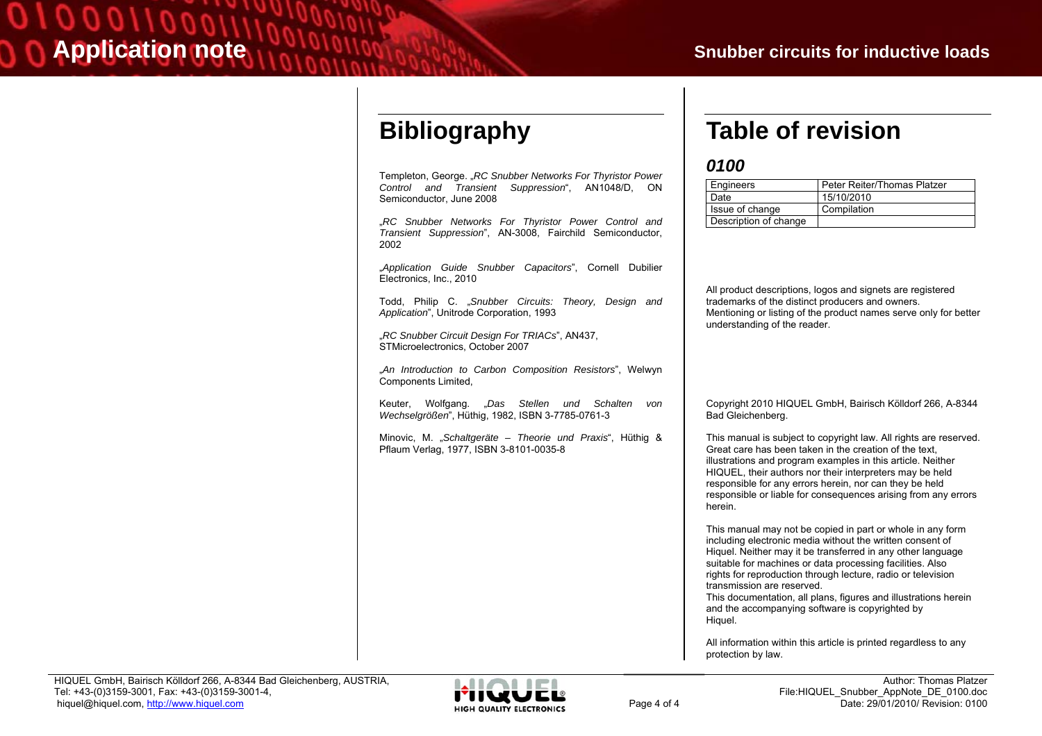# Bibliography

Templeton, George. „*RC Snubber Networks For Thyristor Power Control and Transient Suppression*“, AN1048/D, ON Semiconductor, June 2008

„*RC Snubber Networks For Thyristor Power Control and Transient Suppression*”, AN-3008, Fairchild Semiconductor, 2002

„*Application Guide Snubber Capacitors*”, Cornell Dubilier Electronics, Inc., 2010

Todd, Philip C. „*Snubber Circuits: Theory, Design and Application*”, Unitrode Corporation, 1993

„*RC Snubber Circuit Design For TRIACs*”, AN437, STMicroelectronics, October 2007

„*An Introduction to Carbon Composition Resistors*”, Welwyn Components Limited,

Keuter, Wolfgang. „*Das Stellen und Schalten von Wechselgrößen*”, Hüthig, 1982, ISBN 3-7785-0761-3

Minovic, M. „*Schaltgeräte – Theorie und Praxis*“, Hüthig & Pflaum Verlag, 1977, ISBN 3-8101-0035-8

# Table of revision

## *0100*

| | |
|---|---|
| Engineers | Peter Reiter/Thomas Platzer |
| Date | 15/10/2010 |
| Issue of change | Compilation |
| Description of change | |

All product descriptions, logos and signets are registered trademarks of the distinct producers and owners.
Mentioning or listing of the product names serve only for better understanding of the reader.

Copyright 2010 HIQUEL GmbH, Bairisch Kölldorf 266, A-8344 Bad Gleichenberg.

This manual is subject to copyright law. All rights are reserved. Great care has been taken in the creation of the text, illustrations and program examples in this article. Neither HIQUEL, their authors nor their interpreters may be held responsible for any errors herein, nor can they be held responsible or liable for consequences arising from any errors herein.

This manual may not be copied in part or whole in any form including electronic media without the written consent of Hiquel. Neither may it be transferred in any other language suitable for machines or data processing facilities. Also rights for reproduction through lecture, radio or television transmission are reserved.
This documentation, all plans, figures and illustrations herein and the accompanying software is copyrighted by Hiquel.

All information within this article is printed regardless to any protection by law.